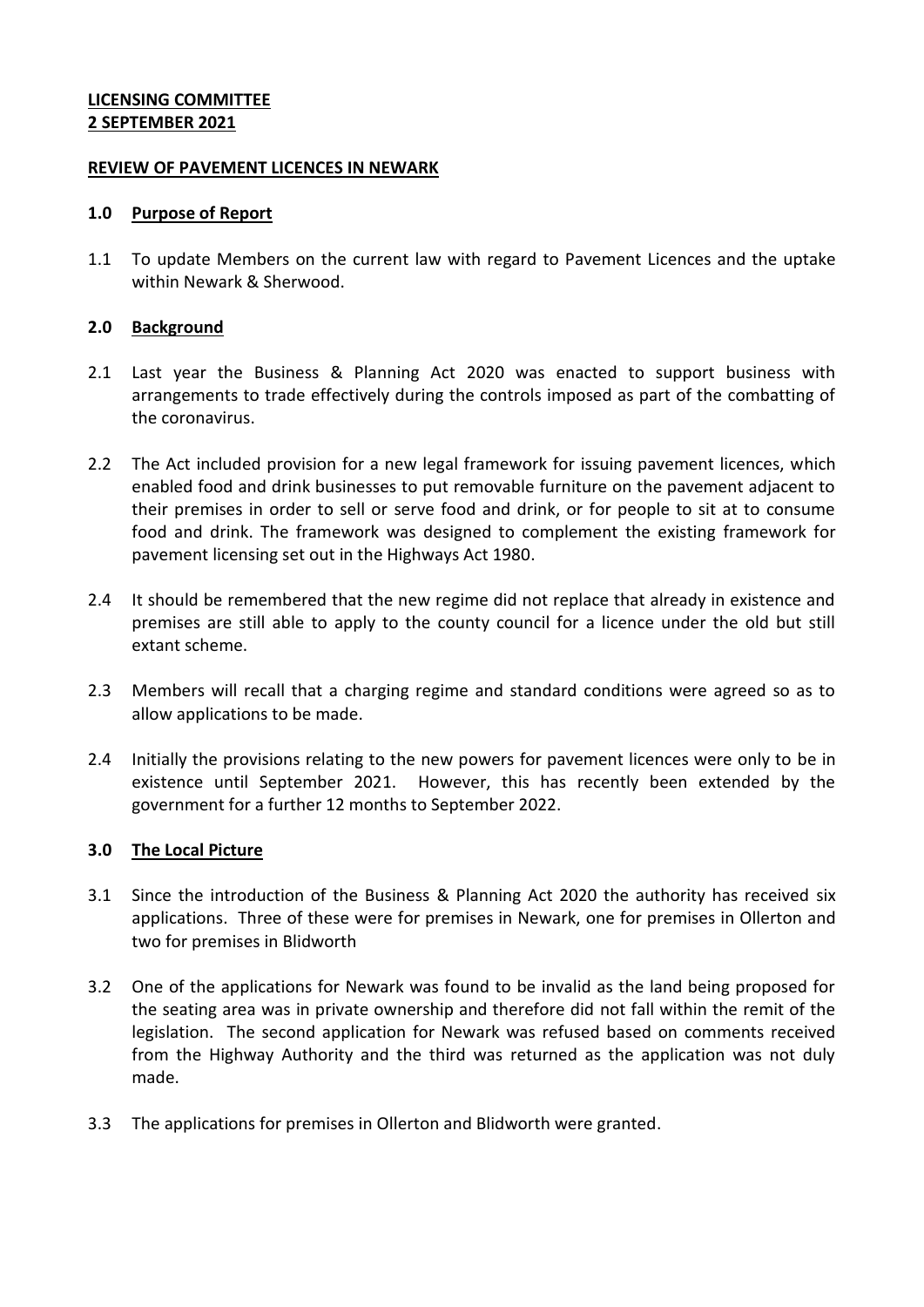**LICENSING COMMITTEE**
**2 SEPTEMBER 2021**

**REVIEW OF PAVEMENT LICENCES IN NEWARK**

**1.0 Purpose of Report**

1.1 To update Members on the current law with regard to Pavement Licences and the uptake within Newark & Sherwood.

**2.0 Background**

2.1 Last year the Business & Planning Act 2020 was enacted to support business with arrangements to trade effectively during the controls imposed as part of the combatting of the coronavirus.

2.2 The Act included provision for a new legal framework for issuing pavement licences, which enabled food and drink businesses to put removable furniture on the pavement adjacent to their premises in order to sell or serve food and drink, or for people to sit at to consume food and drink. The framework was designed to complement the existing framework for pavement licensing set out in the Highways Act 1980.

2.4 It should be remembered that the new regime did not replace that already in existence and premises are still able to apply to the county council for a licence under the old but still extant scheme.

2.3 Members will recall that a charging regime and standard conditions were agreed so as to allow applications to be made.

2.4 Initially the provisions relating to the new powers for pavement licences were only to be in existence until September 2021. However, this has recently been extended by the government for a further 12 months to September 2022.

**3.0 The Local Picture**

3.1 Since the introduction of the Business & Planning Act 2020 the authority has received six applications. Three of these were for premises in Newark, one for premises in Ollerton and two for premises in Blidworth

3.2 One of the applications for Newark was found to be invalid as the land being proposed for the seating area was in private ownership and therefore did not fall within the remit of the legislation. The second application for Newark was refused based on comments received from the Highway Authority and the third was returned as the application was not duly made.

3.3 The applications for premises in Ollerton and Blidworth were granted.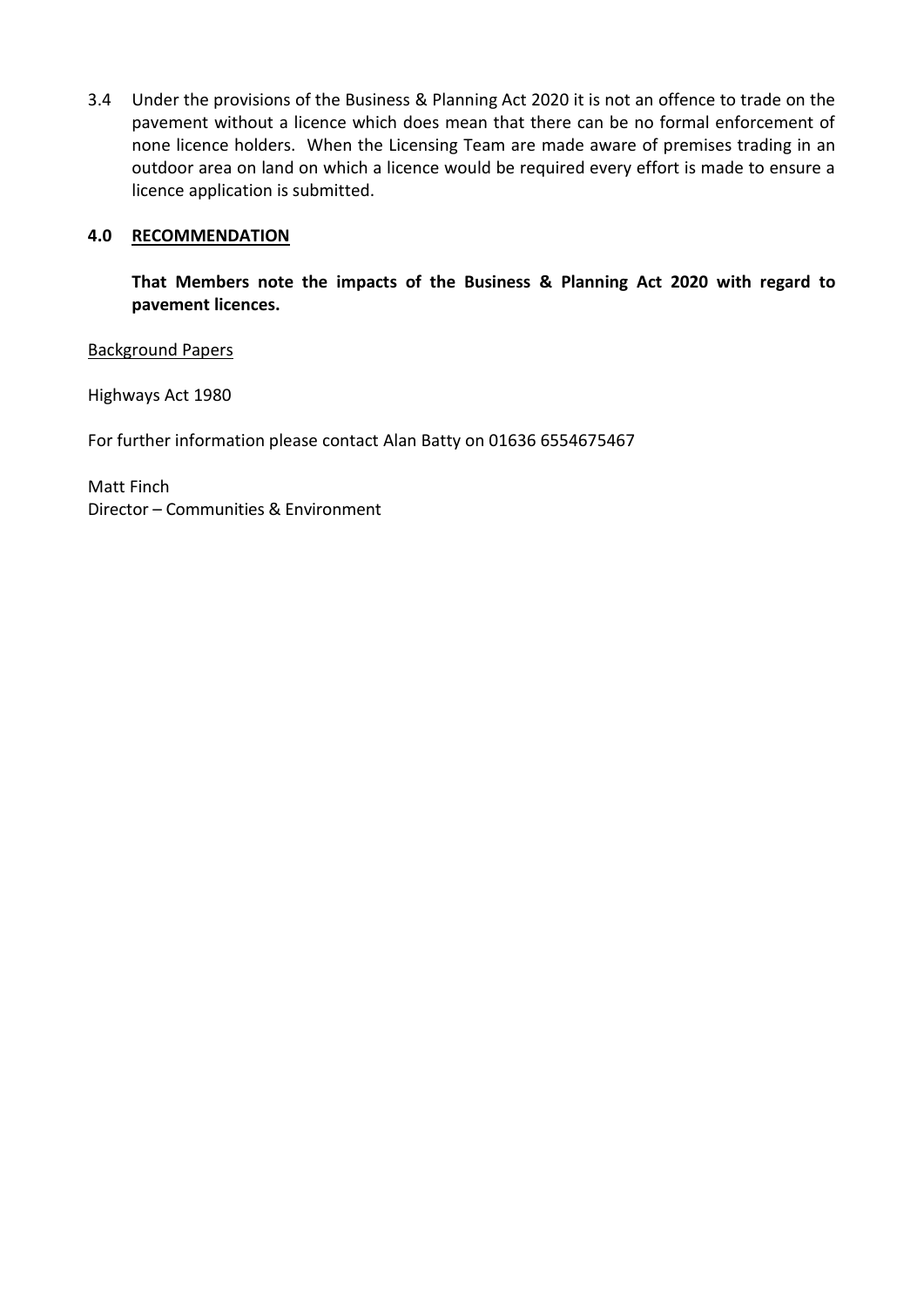3.4 Under the provisions of the Business & Planning Act 2020 it is not an offence to trade on the pavement without a licence which does mean that there can be no formal enforcement of none licence holders. When the Licensing Team are made aware of premises trading in an outdoor area on land on which a licence would be required every effort is made to ensure a licence application is submitted.

## 4.0 RECOMMENDATION

**That Members note the impacts of the Business & Planning Act 2020 with regard to pavement licences.**

Background Papers

Highways Act 1980

For further information please contact Alan Batty on 01636 6554675467

Matt Finch
Director – Communities & Environment